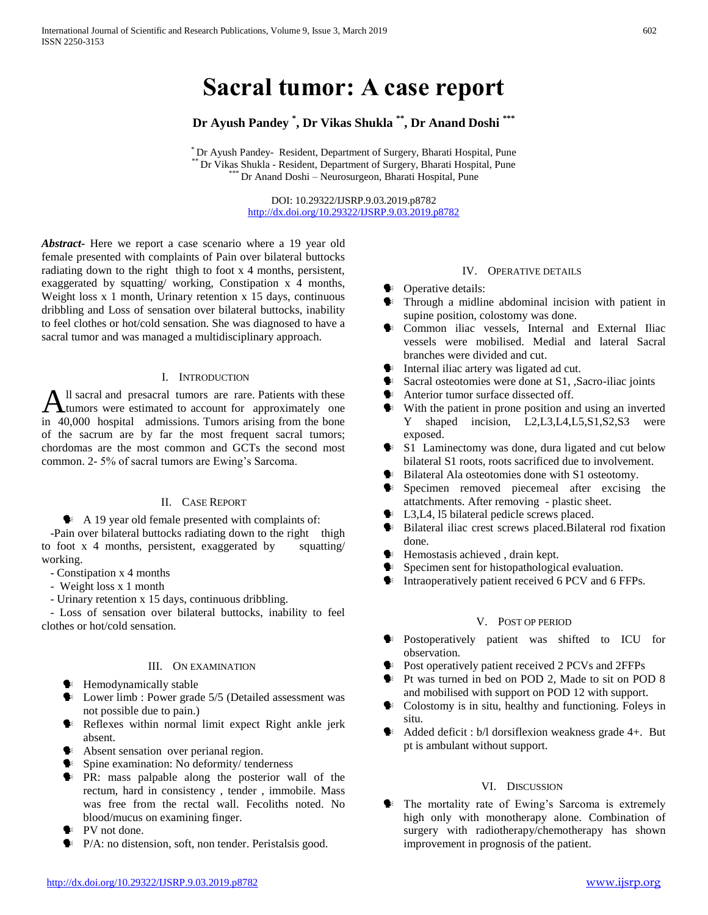# Sacral tumor: A case report

**Dr Ayush Pandey [*], Dr Vikas Shukla [**], Dr Anand Doshi [***]**

[*] Dr Ayush Pandey- Resident, Department of Surgery, Bharati Hospital, Pune
[**] Dr Vikas Shukla - Resident, Department of Surgery, Bharati Hospital, Pune
[***] Dr Anand Doshi – Neurosurgeon, Bharati Hospital, Pune

DOI: 10.29322/IJSRP.9.03.2019.p8782
http://dx.doi.org/10.29322/IJSRP.9.03.2019.p8782

***Abstract-*** Here we report a case scenario where a 19 year old female presented with complaints of Pain over bilateral buttocks radiating down to the right thigh to foot x 4 months, persistent, exaggerated by squatting/ working, Constipation x 4 months, Weight loss x 1 month, Urinary retention x 15 days, continuous dribbling and Loss of sensation over bilateral buttocks, inability to feel clothes or hot/cold sensation. She was diagnosed to have a sacral tumor and was managed a multidisciplinary approach.

## I. Introduction

All sacral and presacral tumors are rare. Patients with these tumors were estimated to account for approximately one in 40,000 hospital admissions. Tumors arising from the bone of the sacrum are by far the most frequent sacral tumors; chordomas are the most common and GCTs the second most common. 2- 5% of sacral tumors are Ewing's Sarcoma.

## II. Case Report

- A 19 year old female presented with complaints of:

-Pain over bilateral buttocks radiating down to the right thigh to foot x 4 months, persistent, exaggerated by squatting/ working.

- Constipation x 4 months
- Weight loss x 1 month
- Urinary retention x 15 days, continuous dribbling.
- Loss of sensation over bilateral buttocks, inability to feel clothes or hot/cold sensation.

## III. On Examination

- Hemodynamically stable
- Lower limb : Power grade 5/5 (Detailed assessment was not possible due to pain.)
- Reflexes within normal limit expect Right ankle jerk absent.
- Absent sensation over perianal region.
- Spine examination: No deformity/ tenderness
- PR: mass palpable along the posterior wall of the rectum, hard in consistency , tender , immobile. Mass was free from the rectal wall. Fecoliths noted. No blood/mucus on examining finger.
- PV not done.
- P/A: no distension, soft, non tender. Peristalsis good.

## IV. Operative Details

- Operative details:
- Through a midline abdominal incision with patient in supine position, colostomy was done.
- Common iliac vessels, Internal and External Iliac vessels were mobilised. Medial and lateral Sacral branches were divided and cut.
- Internal iliac artery was ligated ad cut.
- Sacral osteotomies were done at S1, ,Sacro-iliac joints
- Anterior tumor surface dissected off.
- With the patient in prone position and using an inverted Y shaped incision, L2,L3,L4,L5,S1,S2,S3 were exposed.
- S1 Laminectomy was done, dura ligated and cut below bilateral S1 roots, roots sacrificed due to involvement.
- Bilateral Ala osteotomies done with S1 osteotomy.
- Specimen removed piecemeal after excising the attatchments. After removing - plastic sheet.
- L3,L4, l5 bilateral pedicle screws placed.
- Bilateral iliac crest screws placed.Bilateral rod fixation done.
- Hemostasis achieved , drain kept.
- Specimen sent for histopathological evaluation.
- Intraoperatively patient received 6 PCV and 6 FFPs.

## V. Post op period

- Postoperatively patient was shifted to ICU for observation.
- Post operatively patient received 2 PCVs and 2FFPs
- Pt was turned in bed on POD 2, Made to sit on POD 8 and mobilised with support on POD 12 with support.
- Colostomy is in situ, healthy and functioning. Foleys in situ.
- Added deficit : b/l dorsiflexion weakness grade 4+. But pt is ambulant without support.

## VI. Discussion

- The mortality rate of Ewing's Sarcoma is extremely high only with monotherapy alone. Combination of surgery with radiotherapy/chemotherapy has shown improvement in prognosis of the patient.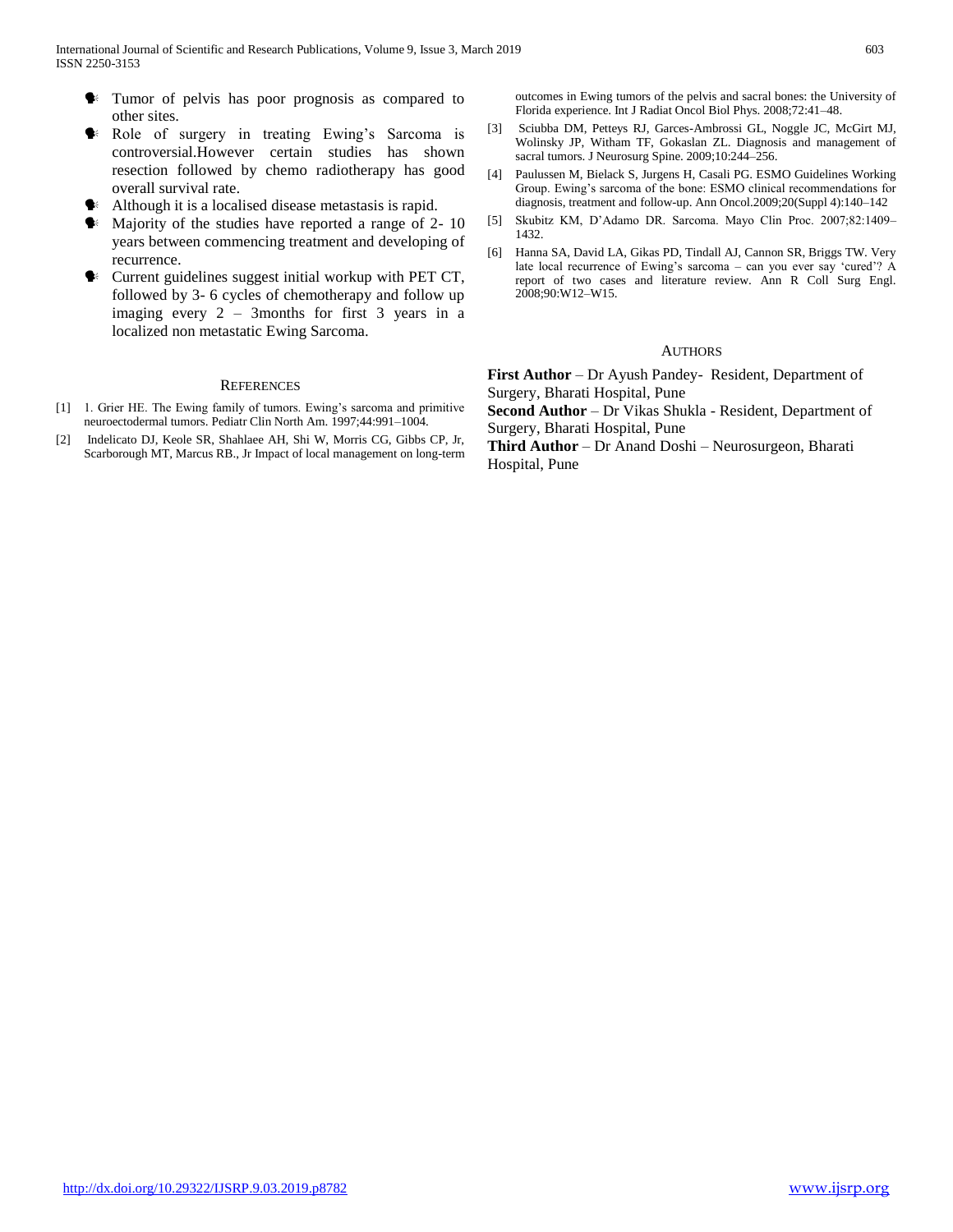- Tumor of pelvis has poor prognosis as compared to other sites.
- Role of surgery in treating Ewing's Sarcoma is controversial.However certain studies has shown resection followed by chemo radiotherapy has good overall survival rate.
- Although it is a localised disease metastasis is rapid.
- Majority of the studies have reported a range of 2- 10 years between commencing treatment and developing of recurrence.
- Current guidelines suggest initial workup with PET CT, followed by 3- 6 cycles of chemotherapy and follow up imaging every 2 – 3months for first 3 years in a localized non metastatic Ewing Sarcoma.

## References

[1] 1. Grier HE. The Ewing family of tumors. Ewing's sarcoma and primitive neuroectodermal tumors. Pediatr Clin North Am. 1997;44:991–1004.

[2] Indelicato DJ, Keole SR, Shahlaee AH, Shi W, Morris CG, Gibbs CP, Jr, Scarborough MT, Marcus RB., Jr Impact of local management on long-term outcomes in Ewing tumors of the pelvis and sacral bones: the University of Florida experience. Int J Radiat Oncol Biol Phys. 2008;72:41–48.

[3] Sciubba DM, Petteys RJ, Garces-Ambrossi GL, Noggle JC, McGirt MJ, Wolinsky JP, Witham TF, Gokaslan ZL. Diagnosis and management of sacral tumors. J Neurosurg Spine. 2009;10:244–256.

[4] Paulussen M, Bielack S, Jurgens H, Casali PG. ESMO Guidelines Working Group. Ewing's sarcoma of the bone: ESMO clinical recommendations for diagnosis, treatment and follow-up. Ann Oncol.2009;20(Suppl 4):140–142

[5] Skubitz KM, D'Adamo DR. Sarcoma. Mayo Clin Proc. 2007;82:1409–1432.

[6] Hanna SA, David LA, Gikas PD, Tindall AJ, Cannon SR, Briggs TW. Very late local recurrence of Ewing's sarcoma – can you ever say 'cured'? A report of two cases and literature review. Ann R Coll Surg Engl. 2008;90:W12–W15.

## Authors

**First Author** – Dr Ayush Pandey- Resident, Department of Surgery, Bharati Hospital, Pune

**Second Author** – Dr Vikas Shukla - Resident, Department of Surgery, Bharati Hospital, Pune

**Third Author** – Dr Anand Doshi – Neurosurgeon, Bharati Hospital, Pune